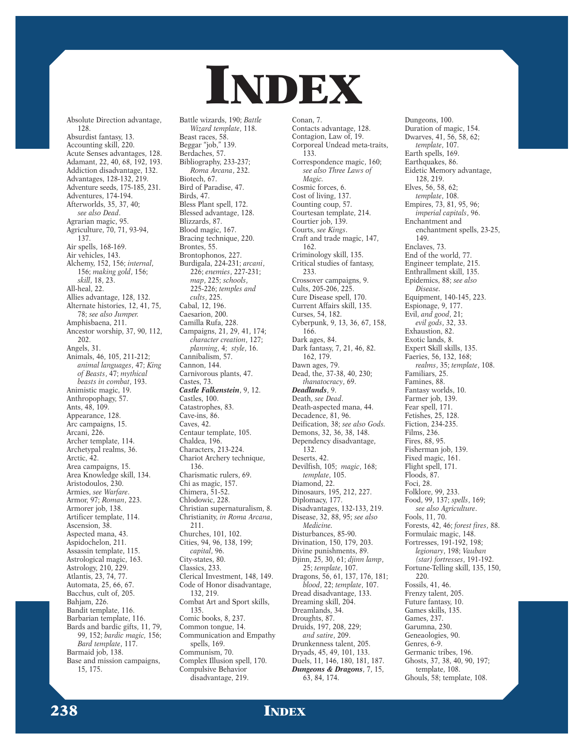# INDEX

Absolute Direction advantage, 128.
Absurdist fantasy, 13.
Accounting skill, 220.
Acute Senses advantages, 128.
Adamant, 22, 40, 68, 192, 193.
Addiction disadvantage, 132.
Advantages, 128-132, 219.
Adventure seeds, 175-185, 231.
Adventures, 174-194.
Afterworlds, 35, 37, 40; *see also Dead*.
Agrarian magic, 95.
Agriculture, 70, 71, 93-94, 137.
Air spells, 168-169.
Air vehicles, 143.
Alchemy, 152, 156; *internal*, 156; *making gold*, 156; *skill*, 18, 23.
All-heal, 22.
Allies advantage, 128, 132.
Alternate histories, 12, 41, 75, 78; *see also Jumper.*
Amphisbaena, 211.
Ancestor worship, 37, 90, 112, 202.
Angels, 31.
Animals, 46, 105, 211-212; *animal languages*, 47; *King of Beasts*, 47; *mythical beasts in combat*, 193.
Animistic magic, 19.
Anthropophagy, 57.
Ants, 48, 109.
Appearance, 128.
Arc campaigns, 15.
Arcani, 226.
Archer template, 114.
Archetypal realms, 36.
Arctic, 42.
Area campaigns, 15.
Area Knowledge skill, 134.
Aristodoulos, 230.
Armies, *see Warfare*.
Armor, 97; *Roman*, 223.
Armorer job, 138.
Artificer template, 114.
Ascension, 38.
Aspected mana, 43.
Aspidochelon, 211.
Assassin template, 115.
Astrological magic, 163.
Astrology, 210, 229.
Atlantis, 23, 74, 77.
Automata, 25, 66, 67.
Bacchus, cult of, 205.
Bahjam, 226.
Bandit template, 116.
Barbarian template, 116.
Bards and bardic gifts, 11, 79, 99, 152; *bardic magic,* 156; *Bard template*, 117.
Barmaid job, 138.
Base and mission campaigns, 15, 175.
Battle wizards, 190; *Battle Wizard template*, 118.
Beast races, 58.
Beggar "job," 139.
Berdaches, 57.
Bibliography, 233-237; *Roma Arcana*, 232.
Biotech, 67.
Bird of Paradise, 47.
Birds, 47.
Bless Plant spell, 172.
Blessed advantage, 128.
Blizzards, 87.
Blood magic, 167.
Bracing technique, 220.
Brontes, 55.
Brontophonos, 227.
Burdigala, 224-231; *arcani*, 226; *enemies*, 227-231; *map*, 225; *schools*, 225-226; *temples and cults*, 225.
Cabal, 12, 196.
Caesarion, 200.
Camilla Rufa, 228.
Campaigns, 21, 29, 41, 174; *character creation*, 127; *planning*, 4; *style*, 16.
Cannibalism, 57.
Cannon, 144.
Carnivorous plants, 47.
Castes, 73.
***Castle Falkenstein***, 9, 12.
Castles, 100.
Catastrophes, 83.
Cave-ins, 86.
Caves, 42.
Centaur template, 105.
Chaldea, 196.
Characters, 213-224.
Chariot Archery technique, 136.
Charismatic rulers, 69.
Chi as magic, 157.
Chimera, 51-52.
Chlodowic, 228.
Christian supernaturalism, 8.
Christianity, *in Roma Arcana*, 211.
Churches, 101, 102.
Cities, 94, 96, 138, 199; *capital*, 96.
City-states, 80.
Classics, 233.
Clerical Investment, 148, 149.
Code of Honor disadvantage, 132, 219.
Combat Art and Sport skills, 135.
Comic books, 8, 237.
Common tongue, 14.
Communication and Empathy spells, 169.
Communism, 70.
Complex Illusion spell, 170.
Compulsive Behavior disadvantage, 219.
Conan, 7.
Contacts advantage, 128.
Contagion, Law of, 19.
Corporeal Undead meta-traits, 133.
Correspondence magic, 160; *see also Three Laws of Magic.*
Cosmic forces, 6.
Cost of living, 137.
Counting coup, 57.
Courtesan template, 214.
Courtier job, 139.
Courts, *see Kings*.
Craft and trade magic, 147, 162.
Criminology skill, 135.
Critical studies of fantasy, 233.
Crossover campaigns, 9.
Cults, 205-206, 225.
Cure Disease spell, 170.
Current Affairs skill, 135.
Curses, 54, 182.
Cyberpunk, 9, 13, 36, 67, 158, 166.
Dark ages, 84.
Dark fantasy, 7, 21, 46, 82. 162, 179.
Dawn ages, 79.
Dead, the, 37-38, 40, 230; *thanatocracy*, 69.
***Deadlands***, 9.
Death, *see Dead*.
Death-aspected mana, 44.
Decadence, 81, 96.
Deification, 38; *see also Gods.*
Demons, 32, 36, 38, 148.
Dependency disadvantage, 132.
Deserts, 42.
Devilfish, 105; *magic*, 168; *template*, 105.
Diamond, 22.
Dinosaurs, 195, 212, 227.
Diplomacy, 177.
Disadvantages, 132-133, 219.
Disease, 32, 88, 95; *see also Medicine.*
Disturbances, 85-90.
Divination, 150, 179, 203.
Divine punishments, 89.
Djinn, 25, 30, 61; *djinn lamp*, 25; *template*, 107.
Dragons, 56, 61, 137, 176, 181; *blood*, 22; *template*, 107.
Dread disadvantage, 133.
Dreaming skill, 204.
Dreamlands, 34.
Droughts, 87.
Druids, 197, 208, 229; *and satire*, 209.
Drunkenness talent, 205.
Dryads, 45, 49, 101, 133.
Duels, 11, 146, 180, 181, 187.
***Dungeons & Dragons***, 7, 15, 63, 84, 174.
Dungeons, 100.
Duration of magic, 154.
Dwarves, 41, 56, 58, 62; *template*, 107.
Earth spells, 169.
Earthquakes, 86.
Eidetic Memory advantage, 128, 219.
Elves, 56, 58, 62; *template*, 108.
Empires, 73, 81, 95, 96; *imperial capitals*, 96.
Enchantment and enchantment spells, 23-25, 149.
Enclaves, 73.
End of the world, 77.
Engineer template, 215.
Enthrallment skill, 135.
Epidemics, 88; *see also Disease.*
Equipment, 140-145, 223.
Espionage, 9, 177.
Evil, *and good*, 21; *evil gods*, 32, 33.
Exhaustion, 82.
Exotic lands, 8.
Expert Skill skills, 135.
Faeries, 56, 132, 168; *realms*, 35; *template*, 108.
Familiars, 25.
Famines, 88.
Fantasy worlds, 10.
Farmer job, 139.
Fear spell, 171.
Fetishes, 25, 128.
Fiction, 234-235.
Films, 236.
Fires, 88, 95.
Fisherman job, 139.
Fixed magic, 161.
Flight spell, 171.
Floods, 87.
Foci, 28.
Folklore, 99, 233.
Food, 99, 137; *spells*, 169; *see also Agriculture*.
Fools, 11, 70.
Forests, 42, 46; *forest fires*, 88.
Formulaic magic, 148.
Fortresses, 191-192, 198; *legionary*, 198; *Vauban (star) fortresses*, 191-192.
Fortune-Telling skill, 135, 150, 220.
Fossils, 41, 46.
Frenzy talent, 205.
Future fantasy, 10.
Games skills, 135.
Games, 237.
Garumna, 230.
Geneaologies, 90.
Genres, 6-9.
Germanic tribes, 196.
Ghosts, 37, 38, 40, 90, 197; template, 108.
Ghouls, 58; template, 108.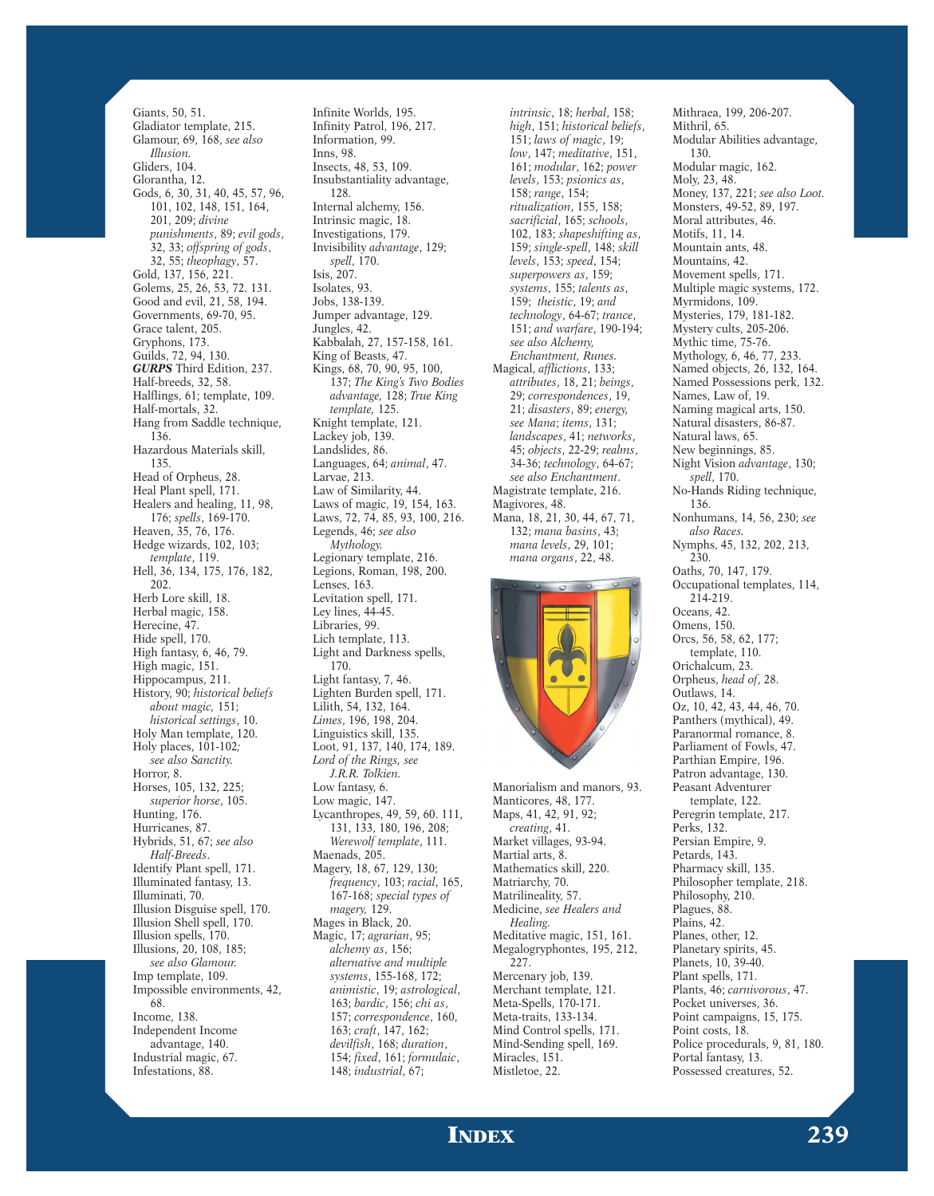Giants, 50, 51.
Gladiator template, 215.
Glamour, 69, 168, *see also Illusion.*
Gliders, 104.
Glorantha, 12.
Gods, 6, 30, 31, 40, 45, 57, 96, 101, 102, 148, 151, 164, 201, 209; *divine punishments*, 89; *evil gods*, 32, 33; *offspring of gods*, 32, 55; *theophagy*, 57.
Gold, 137, 156, 221.
Golems, 25, 26, 53, 72. 131.
Good and evil, 21, 58, 194.
Governments, 69-70, 95.
Grace talent, 205.
Gryphons, 173.
Guilds, 72, 94, 130.
***GURPS*** Third Edition, 237.
Half-breeds, 32, 58.
Halflings, 61; template, 109.
Half-mortals, 32.
Hang from Saddle technique, 136.
Hazardous Materials skill, 135.
Head of Orpheus, 28.
Heal Plant spell, 171.
Healers and healing, 11, 98, 176; *spells*, 169-170.
Heaven, 35, 76, 176.
Hedge wizards, 102, 103; *template*, 119.
Hell, 36, 134, 175, 176, 182, 202.
Herb Lore skill, 18.
Herbal magic, 158.
Herecine, 47.
Hide spell, 170.
High fantasy, 6, 46, 79.
High magic, 151.
Hippocampus, 211.
History, 90; *historical beliefs about magic,* 151; *historical settings*, 10.
Holy Man template, 120.
Holy places, 101-102*; see also Sanctity.*
Horror, 8.
Horses, 105, 132, 225; *superior horse*, 105.
Hunting, 176.
Hurricanes, 87.
Hybrids, 51, 67; *see also Half-Breeds*.
Identify Plant spell, 171.
Illuminated fantasy, 13.
Illuminati, 70.
Illusion Disguise spell, 170.
Illusion Shell spell, 170.
Illusion spells, 170.
Illusions, 20, 108, 185; *see also Glamour.*
Imp template, 109.
Impossible environments, 42, 68.
Income, 138.
Independent Income advantage, 140.
Industrial magic, 67.
Infestations, 88.
Infinite Worlds, 195.
Infinity Patrol, 196, 217.
Information, 99.
Inns, 98.
Insects, 48, 53, 109.
Insubstantiality advantage, 128.
Internal alchemy, 156.
Intrinsic magic, 18.
Investigations, 179.
Invisibility *advantage*, 129; *spell*, 170.
Isis, 207.
Isolates, 93.
Jobs, 138-139.
Jumper advantage, 129.
Jungles, 42.
Kabbalah, 27, 157-158, 161.
King of Beasts, 47.
Kings, 68, 70, 90, 95, 100, 137; *The King's Two Bodies advantage*, 128; *True King template*, 125.
Knight template, 121.
Lackey job, 139.
Landslides, 86.
Languages, 64; *animal*, 47.
Larvae, 213.
Law of Similarity, 44.
Laws of magic, 19, 154, 163.
Laws, 72, 74, 85, 93, 100, 216.
Legends, 46; *see also Mythology.*
Legionary template, 216.
Legions, Roman, 198, 200.
Lenses, 163.
Levitation spell, 171.
Ley lines, 44-45.
Libraries, 99.
Lich template, 113.
Light and Darkness spells, 170.
Light fantasy, 7, 46.
Lighten Burden spell, 171.
Lilith, 54, 132, 164.
*Limes*, 196, 198, 204.
Linguistics skill, 135.
Loot, 91, 137, 140, 174, 189.
*Lord of the Rings, see J.R.R. Tolkien.*
Low fantasy, 6.
Low magic, 147.
Lycanthropes, 49, 59, 60. 111, 131, 133, 180, 196, 208; *Werewolf template*, 111.
Maenads, 205.
Magery, 18, 67, 129, 130; *frequency*, 103; *racial*, 165, 167-168; *special types of magery,* 129.
Mages in Black, 20.
Magic, 17; *agrarian*, 95; *alchemy as*, 156; *alternative and multiple systems*, 155-168, 172; *animistic*, 19; *astrological*, 163; *bardic*, 156; *chi as*, 157; *correspondence*, 160, 163; *craft*, 147, 162; *devilfish*, 168; *duration*, 154; *fixed*, 161; *formulaic*, 148; *industrial*, 67; *intrinsic*, 18; *herbal*, 158; *high*, 151; *historical beliefs*, 151; *laws of magic*, 19; *low*, 147; *meditative*, 151, 161; *modular*, 162; *power levels*, 153; *psionics as*, 158; *range*, 154; *ritualization*, 155, 158; *sacrificial*, 165; *schools*, 102, 183; *shapeshifting as*, 159; *single-spell*, 148; *skill levels*, 153; *speed*, 154; *superpowers as*, 159; *systems*, 155; *talents as*, 159; *theistic*, 19; *and technology*, 64-67; *trance*, 151; *and warfare*, 190-194; *see also Alchemy, Enchantment, Runes.*
Magical, *afflictions*, 133; *attributes*, 18, 21; *beings*, 29; *correspondences*, 19, 21; *disasters*, 89; *energy, see Mana*; *items*, 131; *landscapes*, 41; *networks*, 45; *objects*, 22-29; *realms*, 34-36; *technology*, 64-67; *see also Enchantment*.
Magistrate template, 216.
Magivores, 48.
Mana, 18, 21, 30, 44, 67, 71, 132; *mana basins*, 43; *mana levels*, 29, 101; *mana organs*, 22, 48.
Manorialism and manors, 93.
Manticores, 48, 177.
Maps, 41, 42, 91, 92; *creating*, 41.
Market villages, 93-94.
Martial arts, 8.
Mathematics skill, 220.
Matriarchy, 70.
Matrilineality, 57.
Medicine, *see Healers and Healing.*
Meditative magic, 151, 161.
Megalogryphontes, 195, 212, 227.
Mercenary job, 139.
Merchant template, 121.
Meta-Spells, 170-171.
Meta-traits, 133-134.
Mind Control spells, 171.
Mind-Sending spell, 169.
Miracles, 151.
Mistletoe, 22.
Mithraea, 199, 206-207.
Mithril, 65.
Modular Abilities advantage, 130.
Modular magic, 162.
Moly, 23, 48.
Money, 137, 221; *see also Loot.*
Monsters, 49-52, 89, 197.
Moral attributes, 46.
Motifs, 11, 14.
Mountain ants, 48.
Mountains, 42.
Movement spells, 171.
Multiple magic systems, 172.
Myrmidons, 109.
Mysteries, 179, 181-182.
Mystery cults, 205-206.
Mythic time, 75-76.
Mythology, 6, 46, 77, 233.
Named objects, 26, 132, 164.
Named Possessions perk, 132.
Names, Law of, 19.
Naming magical arts, 150.
Natural disasters, 86-87.
Natural laws, 65.
New beginnings, 85.
Night Vision *advantage*, 130; *spell*, 170.
No-Hands Riding technique, 136.
Nonhumans, 14, 56, 230; *see also Races.*
Nymphs, 45, 132, 202, 213, 230.
Oaths, 70, 147, 179.
Occupational templates, 114, 214-219.
Oceans, 42.
Omens, 150.
Orcs, 56, 58, 62, 177; template, 110.
Orichalcum, 23.
Orpheus, *head of*, 28.
Outlaws, 14.
Oz, 10, 42, 43, 44, 46, 70.
Panthers (mythical), 49.
Paranormal romance, 8.
Parliament of Fowls, 47.
Parthian Empire, 196.
Patron advantage, 130.
Peasant Adventurer template, 122.
Peregrin template, 217.
Perks, 132.
Persian Empire, 9.
Petards, 143.
Pharmacy skill, 135.
Philosopher template, 218.
Philosophy, 210.
Plagues, 88.
Plains, 42.
Planes, other, 12.
Planetary spirits, 45.
Planets, 10, 39-40.
Plant spells, 171.
Plants, 46; *carnivorous*, 47.
Pocket universes, 36.
Point campaigns, 15, 175.
Point costs, 18.
Police procedurals, 9, 81, 180.
Portal fantasy, 13.
Possessed creatures, 52.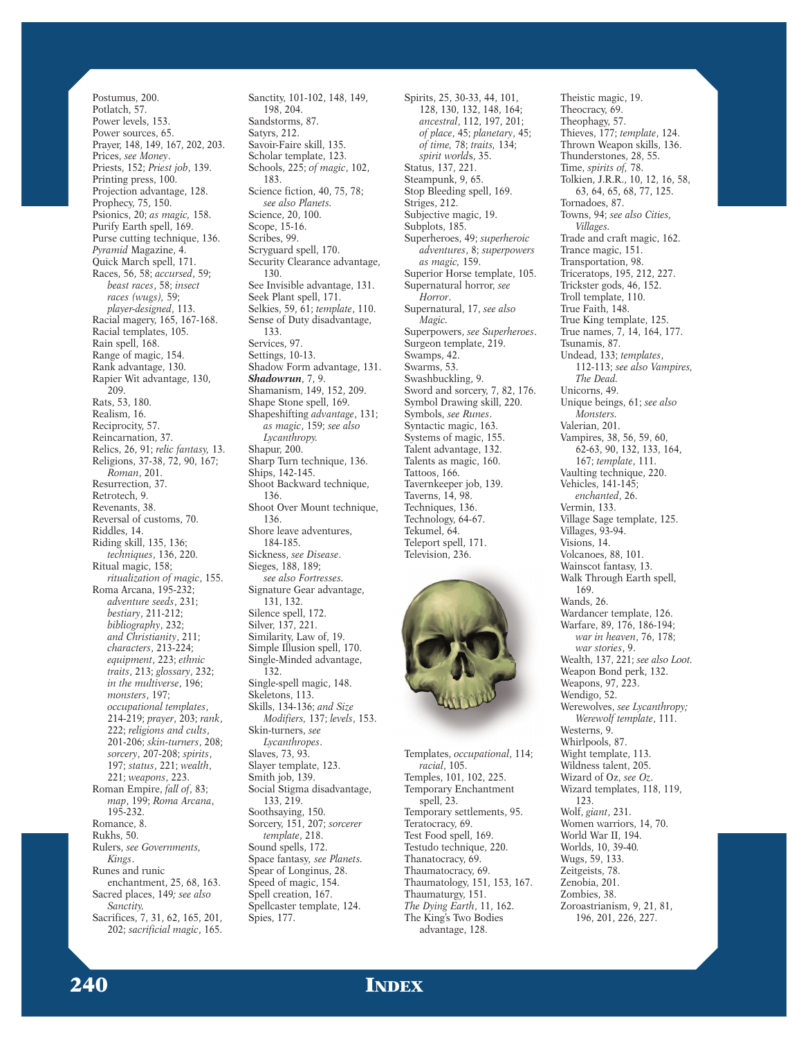Postumus, 200.
Potlatch, 57.
Power levels, 153.
Power sources, 65.
Prayer, 148, 149, 167, 202, 203.
Prices, *see Money*.
Priests, 152; *Priest job*, 139.
Printing press, 100.
Projection advantage, 128.
Prophecy, 75, 150.
Psionics, 20; *as magic,* 158.
Purify Earth spell, 169.
Purse cutting technique, 136.
*Pyramid* Magazine, 4.
Quick March spell, 171.
Races, 56, 58; *accursed*, 59; *beast races*, 58; *insect races (wugs),* 59; *player-designed*, 113.
Racial magery, 165, 167-168.
Racial templates, 105.
Rain spell, 168.
Range of magic, 154.
Rank advantage, 130.
Rapier Wit advantage, 130, 209.
Rats, 53, 180.
Realism, 16.
Reciprocity, 57.
Reincarnation, 37.
Relics, 26, 91; *relic fantasy,* 13.
Religions, 37-38, 72, 90, 167; *Roman*, 201.
Resurrection, 37.
Retrotech, 9.
Revenants, 38.
Reversal of customs, 70.
Riddles, 14.
Riding skill, 135, 136; *techniques*, 136, 220.
Ritual magic, 158; *ritualization of magic*, 155.
Roma Arcana, 195-232; *adventure seeds*, 231; *bestiary*, 211-212; *bibliography*, 232; *and Christianity*, 211; *characters*, 213-224; *equipment*, 223; *ethnic traits*, 213; *glossary*, 232; *in the multiverse*, 196; *monsters*, 197; *occupational templates*, 214-219; *prayer*, 203; *rank*, 222; *religions and cults*, 201-206; *skin-turners*, 208; *sorcery*, 207-208; *spirits*, 197; *status*, 221; *wealth*, 221; *weapons*, 223.
Roman Empire, *fall of*, 83; *map*, 199; *Roma Arcana*, 195-232.
Romance, 8.
Rukhs, 50.
Rulers, *see Governments, Kings*.
Runes and runic enchantment, 25, 68, 163.
Sacred places, 149; *see also Sanctity.*
Sacrifices, 7, 31, 62, 165, 201, 202; *sacrificial magic*, 165.
Sanctity, 101-102, 148, 149, 198, 204.
Sandstorms, 87.
Satyrs, 212.
Savoir-Faire skill, 135.
Scholar template, 123.
Schools, 225; *of magic*, 102, 183.
Science fiction, 40, 75, 78; *see also Planets.*
Science, 20, 100.
Scope, 15-16.
Scribes, 99.
Scryguard spell, 170.
Security Clearance advantage, 130.
See Invisible advantage, 131.
Seek Plant spell, 171.
Selkies, 59, 61; *template*, 110.
Sense of Duty disadvantage, 133.
Services, 97.
Settings, 10-13.
Shadow Form advantage, 131.
***Shadowrun***, 7, 9.
Shamanism, 149, 152, 209.
Shape Stone spell, 169.
Shapeshifting *advantage*, 131; *as magic*, 159; *see also Lycanthropy.*
Shapur, 200.
Sharp Turn technique, 136.
Ships, 142-145.
Shoot Backward technique, 136.
Shoot Over Mount technique, 136.
Shore leave adventures, 184-185.
Sickness, *see Disease*.
Sieges, 188, 189; *see also Fortresses.*
Signature Gear advantage, 131, 132.
Silence spell, 172.
Silver, 137, 221.
Similarity, Law of, 19.
Simple Illusion spell, 170.
Single-Minded advantage, 132.
Single-spell magic, 148.
Skeletons, 113.
Skills, 134-136; *and Size Modifiers,* 137; *levels*, 153.
Skin-turners, *see Lycanthropes*.
Slaves, 73, 93.
Slayer template, 123.
Smith job, 139.
Social Stigma disadvantage, 133, 219.
Soothsaying, 150.
Sorcery, 151, 207; *sorcerer template*, 218.
Sound spells, 172.
Space fantasy, *see Planets.*
Spear of Longinus, 28.
Speed of magic, 154.
Spell creation, 167.
Spellcaster template, 124.
Spies, 177.
Spirits, 25, 30-33, 44, 101, 128, 130, 132, 148, 164; *ancestral*, 112, 197, 201; *of place*, 45; *planetary*, 45; *of time,* 78; *traits,* 134; *spirit world*s, 35.
Status, 137, 221.
Steampunk, 9, 65.
Stop Bleeding spell, 169.
Striges, 212.
Subjective magic, 19.
Subplots, 185.
Superheroes, 49; *superheroic adventures*, 8; *superpowers as magic,* 159.
Superior Horse template, 105.
Supernatural horror, *see Horror*.
Supernatural, 17, *see also Magic.*
Superpowers, *see Superheroes*.
Surgeon template, 219.
Swamps, 42.
Swarms, 53.
Swashbuckling, 9.
Sword and sorcery, 7, 82, 176.
Symbol Drawing skill, 220.
Symbols, *see Runes*.
Syntactic magic, 163.
Systems of magic, 155.
Talent advantage, 132.
Talents as magic, 160.
Tattoos, 166.
Tavernkeeper job, 139.
Taverns, 14, 98.
Techniques, 136.
Technology, 64-67.
Tekumel, 64.
Teleport spell, 171.
Television, 236.
Templates, *occupational*, 114; *racial*, 105.
Temples, 101, 102, 225.
Temporary Enchantment spell, 23.
Temporary settlements, 95.
Teratocracy, 69.
Test Food spell, 169.
Testudo technique, 220.
Thanatocracy, 69.
Thaumatocracy, 69.
Thaumatology, 151, 153, 167.
Thaumaturgy, 151.
*The Dying Earth*, 11, 162.
The King's Two Bodies advantage, 128.
Theistic magic, 19.
Theocracy, 69.
Theophagy, 57.
Thieves, 177; *template*, 124.
Thrown Weapon skills, 136.
Thunderstones, 28, 55.
Time, *spirits of*, 78.
Tolkien, J.R.R., 10, 12, 16, 58, 63, 64, 65, 68, 77, 125.
Tornadoes, 87.
Towns, 94; *see also Cities, Villages.*
Trade and craft magic, 162.
Trance magic, 151.
Transportation, 98.
Triceratops, 195, 212, 227.
Trickster gods, 46, 152.
Troll template, 110.
True Faith, 148.
True King template, 125.
True names, 7, 14, 164, 177.
Tsunamis, 87.
Undead, 133; *templates*, 112-113; *see also Vampires, The Dead.*
Unicorns, 49.
Unique beings, 61; *see also Monsters.*
Valerian, 201.
Vampires, 38, 56, 59, 60, 62-63, 90, 132, 133, 164, 167; *template*, 111.
Vaulting technique, 220.
Vehicles, 141-145; *enchanted*, 26.
Vermin, 133.
Village Sage template, 125.
Villages, 93-94.
Visions, 14.
Volcanoes, 88, 101.
Wainscot fantasy, 13.
Walk Through Earth spell, 169.
Wands, 26.
Wardancer template, 126.
Warfare, 89, 176, 186-194; *war in heaven*, 76, 178; *war stories*, 9.
Wealth, 137, 221; *see also Loot.*
Weapon Bond perk, 132.
Weapons, 97, 223.
Wendigo, 52.
Werewolves, *see Lycanthropy; Werewolf template*, 111.
Westerns, 9.
Whirlpools, 87.
Wight template, 113.
Wildness talent, 205.
Wizard of Oz, *see Oz*.
Wizard templates, 118, 119, 123.
Wolf, *giant*, 231.
Women warriors, 14, 70.
World War II, 194.
Worlds, 10, 39-40.
Wugs, 59, 133.
Zeitgeists, 78.
Zenobia, 201.
Zombies, 38.
Zoroastrianism, 9, 21, 81, 196, 201, 226, 227.